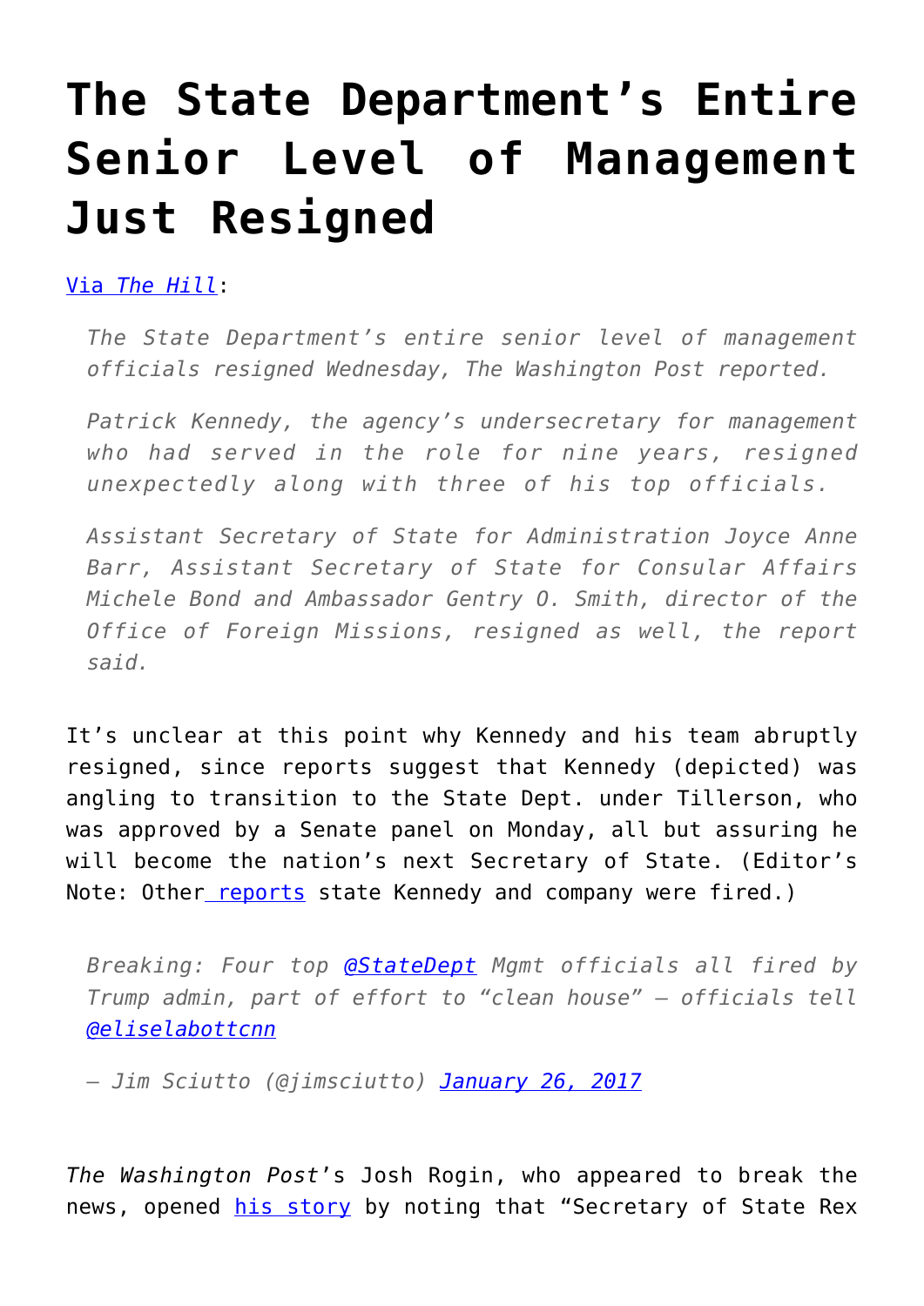# The State Department's Entire Senior Level of Management Just Resigned

[Via *The Hill*](#):

> *The State Department's entire senior level of management officials resigned Wednesday, The Washington Post reported.*
>
> *Patrick Kennedy, the agency's undersecretary for management who had served in the role for nine years, resigned unexpectedly along with three of his top officials.*
>
> *Assistant Secretary of State for Administration Joyce Anne Barr, Assistant Secretary of State for Consular Affairs Michele Bond and Ambassador Gentry O. Smith, director of the Office of Foreign Missions, resigned as well, the report said.*

It's unclear at this point why Kennedy and his team abruptly resigned, since reports suggest that Kennedy (depicted) was angling to transition to the State Dept. under Tillerson, who was approved by a Senate panel on Monday, all but assuring he will become the nation's next Secretary of State. (Editor's Note: Other [reports](#) state Kennedy and company were fired.)

> *Breaking: Four top [@StateDept](#) Mgmt officials all fired by Trump admin, part of effort to "clean house" – officials tell [@eliselabottcnn](#)*
>
> *— Jim Sciutto (@jimsciutto) [January 26, 2017](#)*

*The Washington Post*'s Josh Rogin, who appeared to break the news, opened [his story](#) by noting that "Secretary of State Rex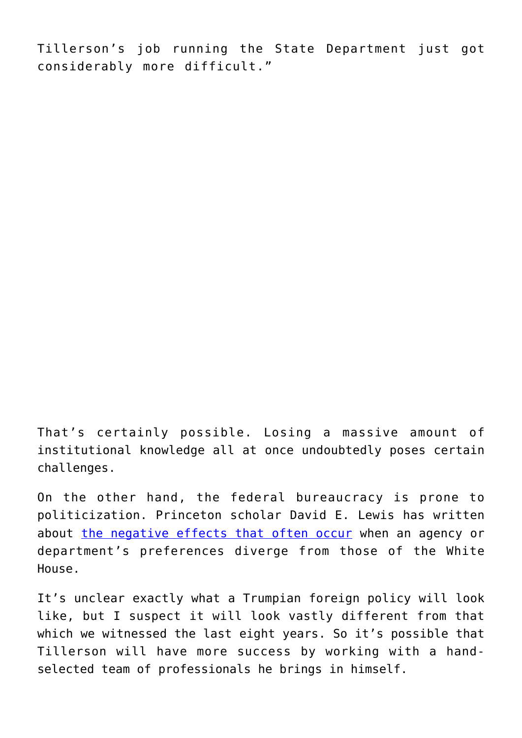Tillerson's job running the State Department just got considerably more difficult."

That's certainly possible. Losing a massive amount of institutional knowledge all at once undoubtedly poses certain challenges.

On the other hand, the federal bureaucracy is prone to politicization. Princeton scholar David E. Lewis has written about the negative effects that often occur when an agency or department's preferences diverge from those of the White House.

It's unclear exactly what a Trumpian foreign policy will look like, but I suspect it will look vastly different from that which we witnessed the last eight years. So it's possible that Tillerson will have more success by working with a hand-selected team of professionals he brings in himself.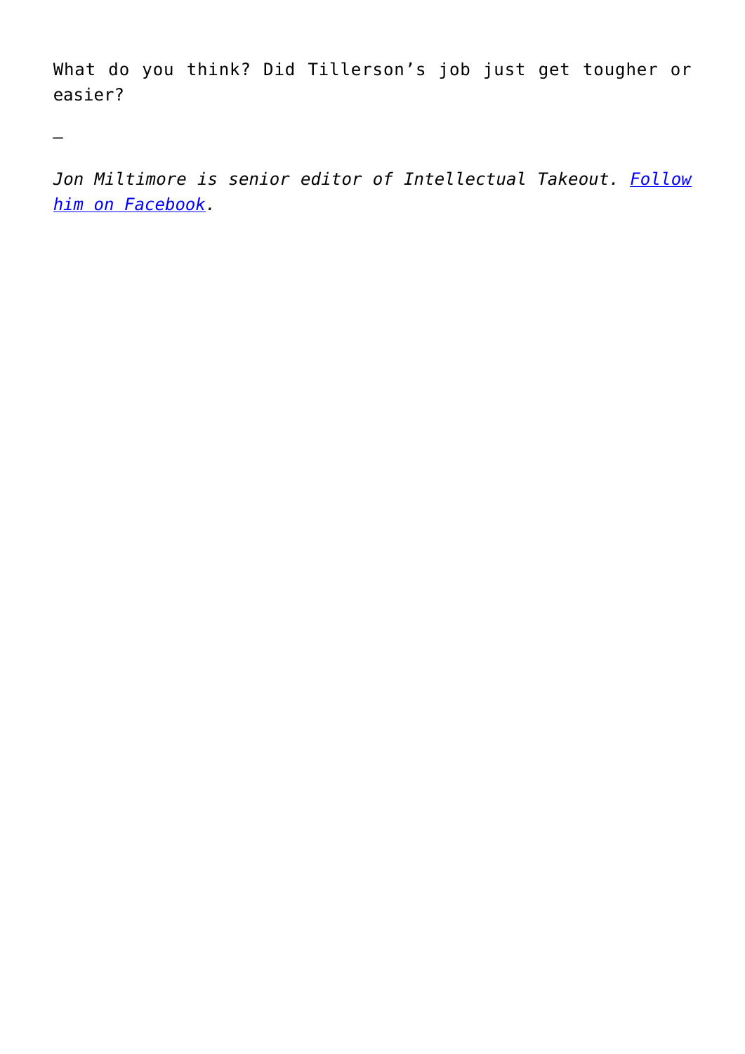What do you think? Did Tillerson's job just get tougher or easier?

—

*Jon Miltimore is senior editor of Intellectual Takeout. Follow him on Facebook.*